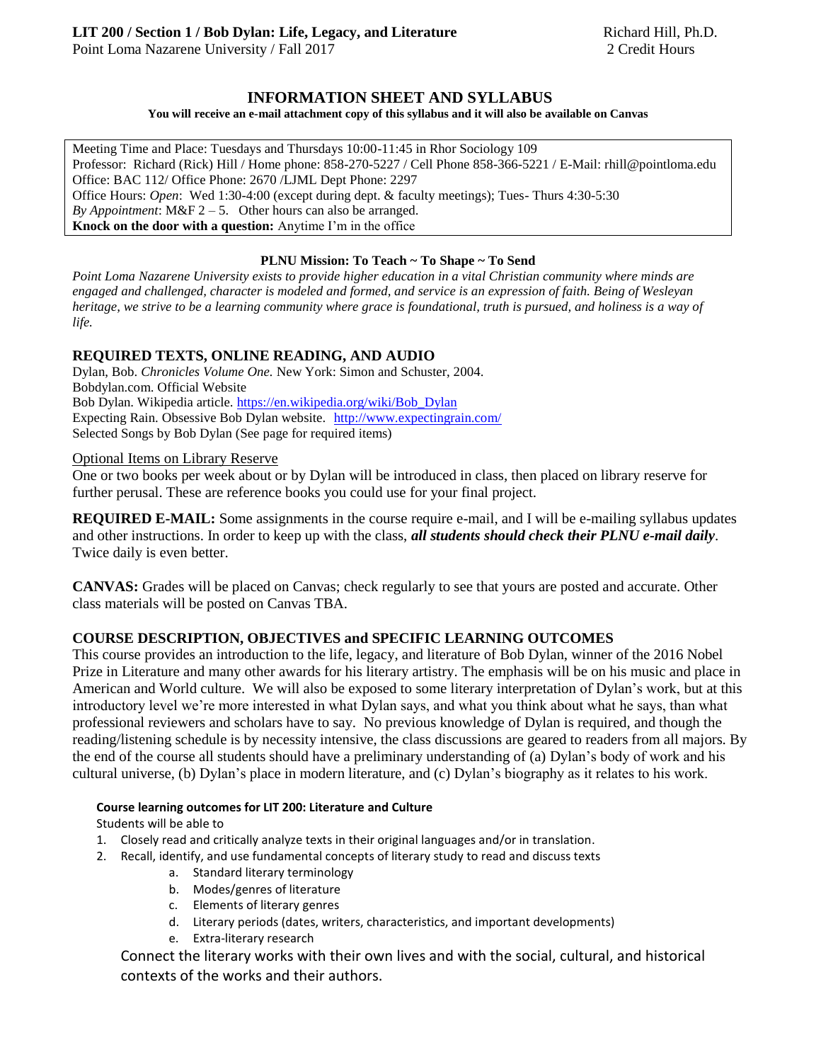**LIT 200 / Section 1 / Bob Dylan: Life, Legacy, and Literature** Richard Hill, Ph.D.
Point Loma Nazarene University / Fall 2017 2 Credit Hours

# INFORMATION SHEET AND SYLLABUS

**You will receive an e-mail attachment copy of this syllabus and it will also be available on Canvas**

Meeting Time and Place: Tuesdays and Thursdays 10:00-11:45 in Rhor Sociology 109
Professor: Richard (Rick) Hill / Home phone: 858-270-5227 / Cell Phone 858-366-5221 / E-Mail: rhill@pointloma.edu
Office: BAC 112/ Office Phone: 2670 /LJML Dept Phone: 2297
Office Hours: *Open*: Wed 1:30-4:00 (except during dept. & faculty meetings); Tues- Thurs 4:30-5:30
*By Appointment*: M&F 2 – 5. Other hours can also be arranged.
**Knock on the door with a question:** Anytime I'm in the office

**PLNU Mission: To Teach ~ To Shape ~ To Send**

*Point Loma Nazarene University exists to provide higher education in a vital Christian community where minds are engaged and challenged, character is modeled and formed, and service is an expression of faith. Being of Wesleyan heritage, we strive to be a learning community where grace is foundational, truth is pursued, and holiness is a way of life.*

## REQUIRED TEXTS, ONLINE READING, AND AUDIO

Dylan, Bob. *Chronicles Volume One.* New York: Simon and Schuster, 2004.
Bobdylan.com. Official Website
Bob Dylan. Wikipedia article. https://en.wikipedia.org/wiki/Bob_Dylan
Expecting Rain. Obsessive Bob Dylan website. http://www.expectingrain.com/
Selected Songs by Bob Dylan (See page for required items)

Optional Items on Library Reserve

One or two books per week about or by Dylan will be introduced in class, then placed on library reserve for further perusal. These are reference books you could use for your final project.

**REQUIRED E-MAIL:** Some assignments in the course require e-mail, and I will be e-mailing syllabus updates and other instructions. In order to keep up with the class, ***all students should check their PLNU e-mail daily***. Twice daily is even better.

**CANVAS:** Grades will be placed on Canvas; check regularly to see that yours are posted and accurate. Other class materials will be posted on Canvas TBA.

## COURSE DESCRIPTION, OBJECTIVES and SPECIFIC LEARNING OUTCOMES

This course provides an introduction to the life, legacy, and literature of Bob Dylan, winner of the 2016 Nobel Prize in Literature and many other awards for his literary artistry. The emphasis will be on his music and place in American and World culture. We will also be exposed to some literary interpretation of Dylan's work, but at this introductory level we're more interested in what Dylan says, and what you think about what he says, than what professional reviewers and scholars have to say. No previous knowledge of Dylan is required, and though the reading/listening schedule is by necessity intensive, the class discussions are geared to readers from all majors. By the end of the course all students should have a preliminary understanding of (a) Dylan's body of work and his cultural universe, (b) Dylan's place in modern literature, and (c) Dylan's biography as it relates to his work.

**Course learning outcomes for LIT 200: Literature and Culture**

Students will be able to

1. Closely read and critically analyze texts in their original languages and/or in translation.
2. Recall, identify, and use fundamental concepts of literary study to read and discuss texts
    a. Standard literary terminology
    b. Modes/genres of literature
    c. Elements of literary genres
    d. Literary periods (dates, writers, characteristics, and important developments)
    e. Extra-literary research

Connect the literary works with their own lives and with the social, cultural, and historical contexts of the works and their authors.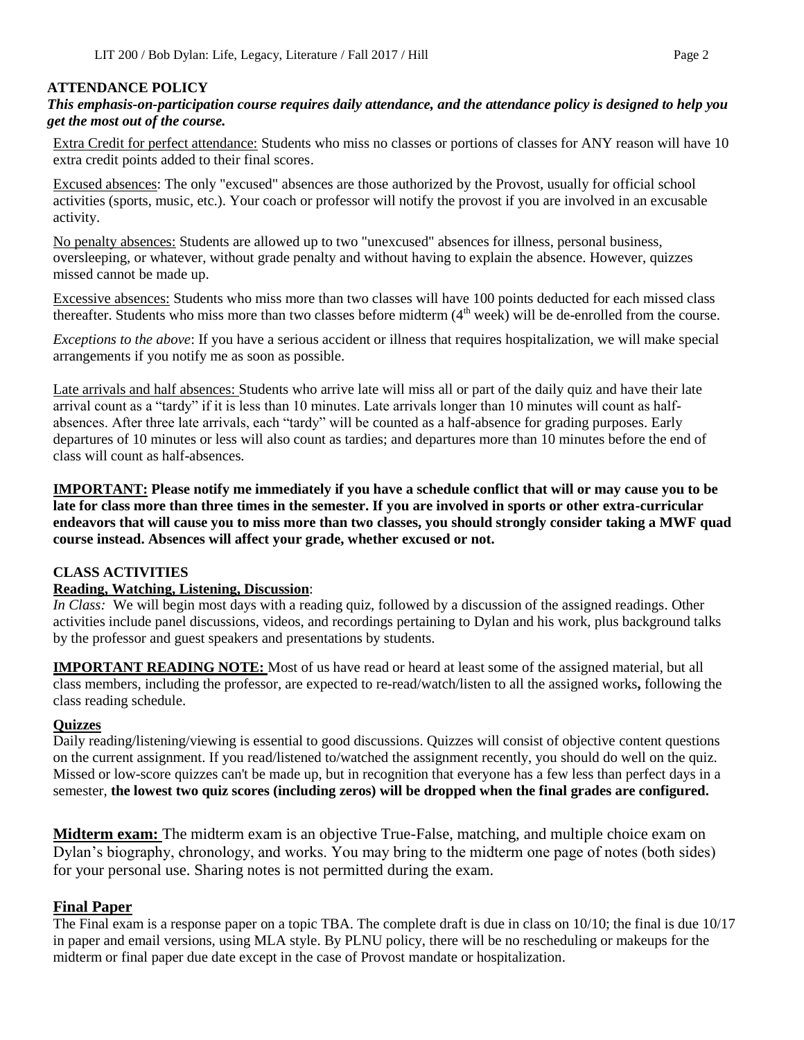## ATTENDANCE POLICY

***This emphasis-on-participation course requires daily attendance, and the attendance policy is designed to help you get the most out of the course.***

Extra Credit for perfect attendance: Students who miss no classes or portions of classes for ANY reason will have 10 extra credit points added to their final scores.

Excused absences: The only "excused" absences are those authorized by the Provost, usually for official school activities (sports, music, etc.). Your coach or professor will notify the provost if you are involved in an excusable activity.

No penalty absences: Students are allowed up to two "unexcused" absences for illness, personal business, oversleeping, or whatever, without grade penalty and without having to explain the absence. However, quizzes missed cannot be made up.

Excessive absences: Students who miss more than two classes will have 100 points deducted for each missed class thereafter. Students who miss more than two classes before midterm (4th week) will be de-enrolled from the course.

*Exceptions to the above*: If you have a serious accident or illness that requires hospitalization, we will make special arrangements if you notify me as soon as possible.

Late arrivals and half absences: Students who arrive late will miss all or part of the daily quiz and have their late arrival count as a "tardy" if it is less than 10 minutes. Late arrivals longer than 10 minutes will count as half-absences. After three late arrivals, each "tardy" will be counted as a half-absence for grading purposes. Early departures of 10 minutes or less will also count as tardies; and departures more than 10 minutes before the end of class will count as half-absences.

**IMPORTANT: Please notify me immediately if you have a schedule conflict that will or may cause you to be late for class more than three times in the semester. If you are involved in sports or other extra-curricular endeavors that will cause you to miss more than two classes, you should strongly consider taking a MWF quad course instead. Absences will affect your grade, whether excused or not.**

## CLASS ACTIVITIES

**Reading, Watching, Listening, Discussion**:

*In Class:* We will begin most days with a reading quiz, followed by a discussion of the assigned readings. Other activities include panel discussions, videos, and recordings pertaining to Dylan and his work, plus background talks by the professor and guest speakers and presentations by students.

**IMPORTANT READING NOTE:** Most of us have read or heard at least some of the assigned material, but all class members, including the professor, are expected to re-read/watch/listen to all the assigned works**,** following the class reading schedule.

**Quizzes**

Daily reading/listening/viewing is essential to good discussions. Quizzes will consist of objective content questions on the current assignment. If you read/listened to/watched the assignment recently, you should do well on the quiz. Missed or low-score quizzes can't be made up, but in recognition that everyone has a few less than perfect days in a semester, **the lowest two quiz scores (including zeros) will be dropped when the final grades are configured.**

**Midterm exam:** The midterm exam is an objective True-False, matching, and multiple choice exam on Dylan's biography, chronology, and works. You may bring to the midterm one page of notes (both sides) for your personal use. Sharing notes is not permitted during the exam.

## Final Paper

The Final exam is a response paper on a topic TBA. The complete draft is due in class on 10/10; the final is due 10/17 in paper and email versions, using MLA style. By PLNU policy, there will be no rescheduling or makeups for the midterm or final paper due date except in the case of Provost mandate or hospitalization.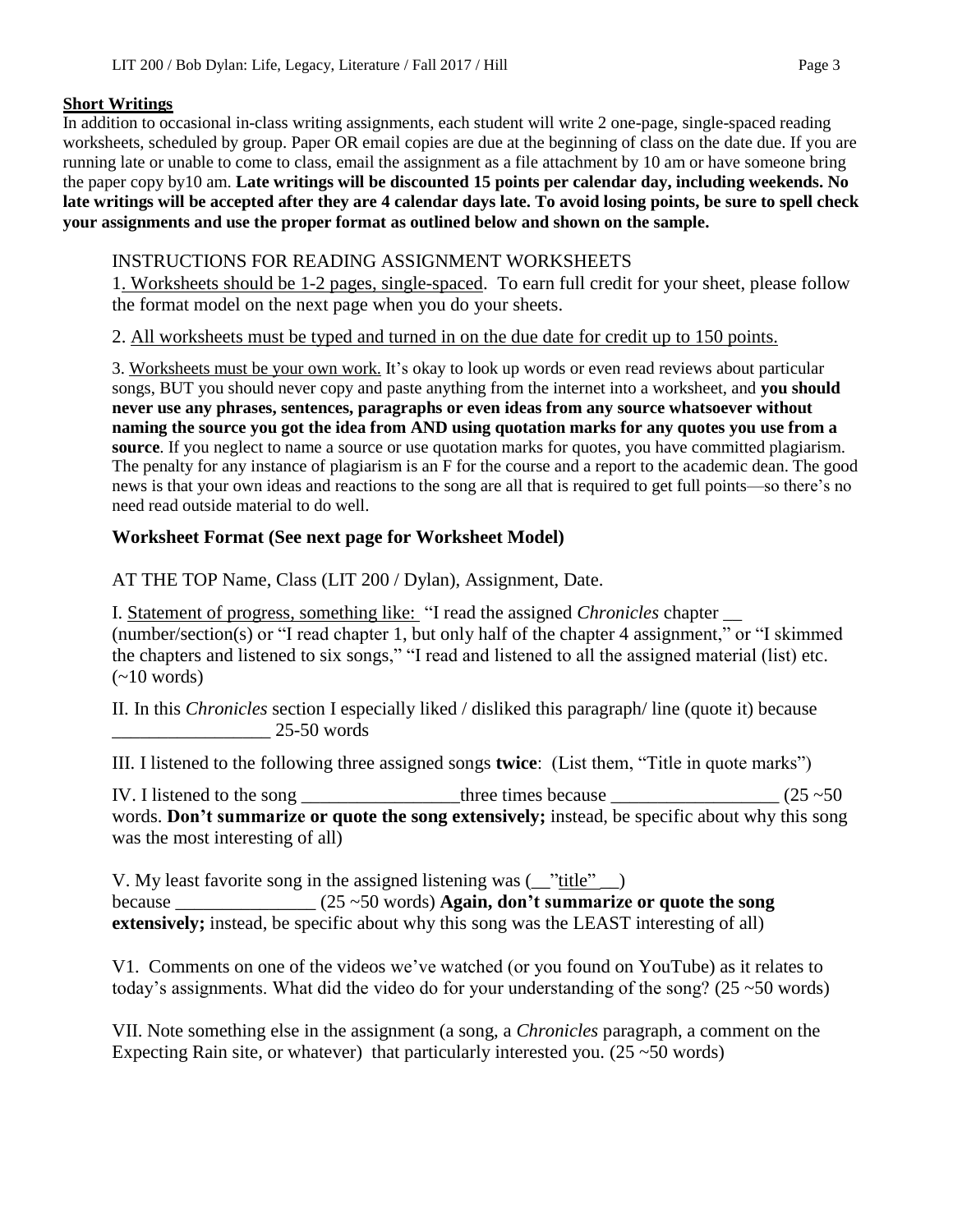**Short Writings**

In addition to occasional in-class writing assignments, each student will write 2 one-page, single-spaced reading worksheets, scheduled by group. Paper OR email copies are due at the beginning of class on the date due. If you are running late or unable to come to class, email the assignment as a file attachment by 10 am or have someone bring the paper copy by10 am. **Late writings will be discounted 15 points per calendar day, including weekends. No late writings will be accepted after they are 4 calendar days late. To avoid losing points, be sure to spell check your assignments and use the proper format as outlined below and shown on the sample.**

INSTRUCTIONS FOR READING ASSIGNMENT WORKSHEETS

1. Worksheets should be 1-2 pages, single-spaced. To earn full credit for your sheet, please follow the format model on the next page when you do your sheets.

2. All worksheets must be typed and turned in on the due date for credit up to 150 points.

3. Worksheets must be your own work. It's okay to look up words or even read reviews about particular songs, BUT you should never copy and paste anything from the internet into a worksheet, and **you should never use any phrases, sentences, paragraphs or even ideas from any source whatsoever without naming the source you got the idea from AND using quotation marks for any quotes you use from a source**. If you neglect to name a source or use quotation marks for quotes, you have committed plagiarism. The penalty for any instance of plagiarism is an F for the course and a report to the academic dean. The good news is that your own ideas and reactions to the song are all that is required to get full points—so there's no need read outside material to do well.

### Worksheet Format (See next page for Worksheet Model)

AT THE TOP Name, Class (LIT 200 / Dylan), Assignment, Date.

I. Statement of progress, something like: "I read the assigned *Chronicles* chapter __ (number/section(s) or "I read chapter 1, but only half of the chapter 4 assignment," or "I skimmed the chapters and listened to six songs," "I read and listened to all the assigned material (list) etc. (~10 words)

II. In this *Chronicles* section I especially liked / disliked this paragraph/ line (quote it) because _________________ 25-50 words

III. I listened to the following three assigned songs **twice**: (List them, "Title in quote marks")

IV. I listened to the song _________________three times because _________________ (25 ~50 words. **Don't summarize or quote the song extensively;** instead, be specific about why this song was the most interesting of all)

V. My least favorite song in the assigned listening was (__"title"__) because _______________ (25 ~50 words) **Again, don't summarize or quote the song extensively;** instead, be specific about why this song was the LEAST interesting of all)

V1. Comments on one of the videos we've watched (or you found on YouTube) as it relates to today's assignments. What did the video do for your understanding of the song? (25 ~50 words)

VII. Note something else in the assignment (a song, a *Chronicles* paragraph, a comment on the Expecting Rain site, or whatever) that particularly interested you. (25 ~50 words)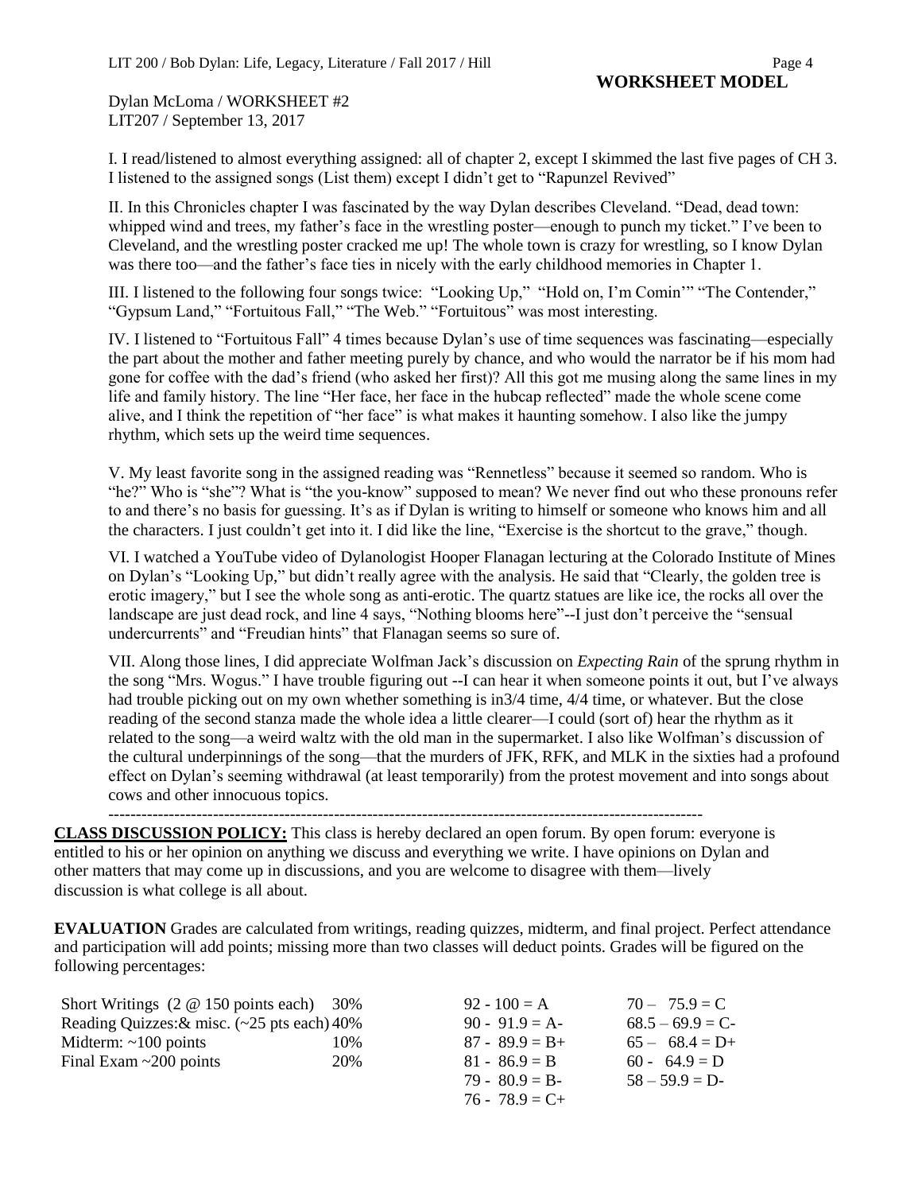**WORKSHEET MODEL**

Dylan McLoma / WORKSHEET #2
LIT207 / September 13, 2017

I. I read/listened to almost everything assigned: all of chapter 2, except I skimmed the last five pages of CH 3. I listened to the assigned songs (List them) except I didn't get to "Rapunzel Revived"

II. In this Chronicles chapter I was fascinated by the way Dylan describes Cleveland. "Dead, dead town: whipped wind and trees, my father's face in the wrestling poster—enough to punch my ticket." I've been to Cleveland, and the wrestling poster cracked me up! The whole town is crazy for wrestling, so I know Dylan was there too—and the father's face ties in nicely with the early childhood memories in Chapter 1.

III. I listened to the following four songs twice: "Looking Up," "Hold on, I'm Comin'" "The Contender," "Gypsum Land," "Fortuitous Fall," "The Web." "Fortuitous" was most interesting.

IV. I listened to "Fortuitous Fall" 4 times because Dylan's use of time sequences was fascinating—especially the part about the mother and father meeting purely by chance, and who would the narrator be if his mom had gone for coffee with the dad's friend (who asked her first)? All this got me musing along the same lines in my life and family history. The line "Her face, her face in the hubcap reflected" made the whole scene come alive, and I think the repetition of "her face" is what makes it haunting somehow. I also like the jumpy rhythm, which sets up the weird time sequences.

V. My least favorite song in the assigned reading was "Rennetless" because it seemed so random. Who is "he?" Who is "she"? What is "the you-know" supposed to mean? We never find out who these pronouns refer to and there's no basis for guessing. It's as if Dylan is writing to himself or someone who knows him and all the characters. I just couldn't get into it. I did like the line, "Exercise is the shortcut to the grave," though.

VI. I watched a YouTube video of Dylanologist Hooper Flanagan lecturing at the Colorado Institute of Mines on Dylan's "Looking Up," but didn't really agree with the analysis. He said that "Clearly, the golden tree is erotic imagery," but I see the whole song as anti-erotic. The quartz statues are like ice, the rocks all over the landscape are just dead rock, and line 4 says, "Nothing blooms here"--I just don't perceive the "sensual undercurrents" and "Freudian hints" that Flanagan seems so sure of.

VII. Along those lines, I did appreciate Wolfman Jack's discussion on *Expecting Rain* of the sprung rhythm in the song "Mrs. Wogus." I have trouble figuring out --I can hear it when someone points it out, but I've always had trouble picking out on my own whether something is in3/4 time, 4/4 time, or whatever. But the close reading of the second stanza made the whole idea a little clearer—I could (sort of) hear the rhythm as it related to the song—a weird waltz with the old man in the supermarket. I also like Wolfman's discussion of the cultural underpinnings of the song—that the murders of JFK, RFK, and MLK in the sixties had a profound effect on Dylan's seeming withdrawal (at least temporarily) from the protest movement and into songs about cows and other innocuous topics.

---

**CLASS DISCUSSION POLICY:** This class is hereby declared an open forum. By open forum: everyone is entitled to his or her opinion on anything we discuss and everything we write. I have opinions on Dylan and other matters that may come up in discussions, and you are welcome to disagree with them—lively discussion is what college is all about.

**EVALUATION** Grades are calculated from writings, reading quizzes, midterm, and final project. Perfect attendance and participation will add points; missing more than two classes will deduct points. Grades will be figured on the following percentages:

| | | | |
|---|---|---|---|
| Short Writings (2 @ 150 points each) | 30% | 92 - 100 = A | 70 – 75.9 = C |
| Reading Quizzes:& misc. (~25 pts each) | 40% | 90 - 91.9 = A- | 68.5 – 69.9 = C- |
| Midterm: ~100 points | 10% | 87 - 89.9 = B+ | 65 – 68.4 = D+ |
| Final Exam ~200 points | 20% | 81 - 86.9 = B | 60 - 64.9 = D |
| | | 79 - 80.9 = B- | 58 – 59.9 = D- |
| | | 76 - 78.9 = C+ | |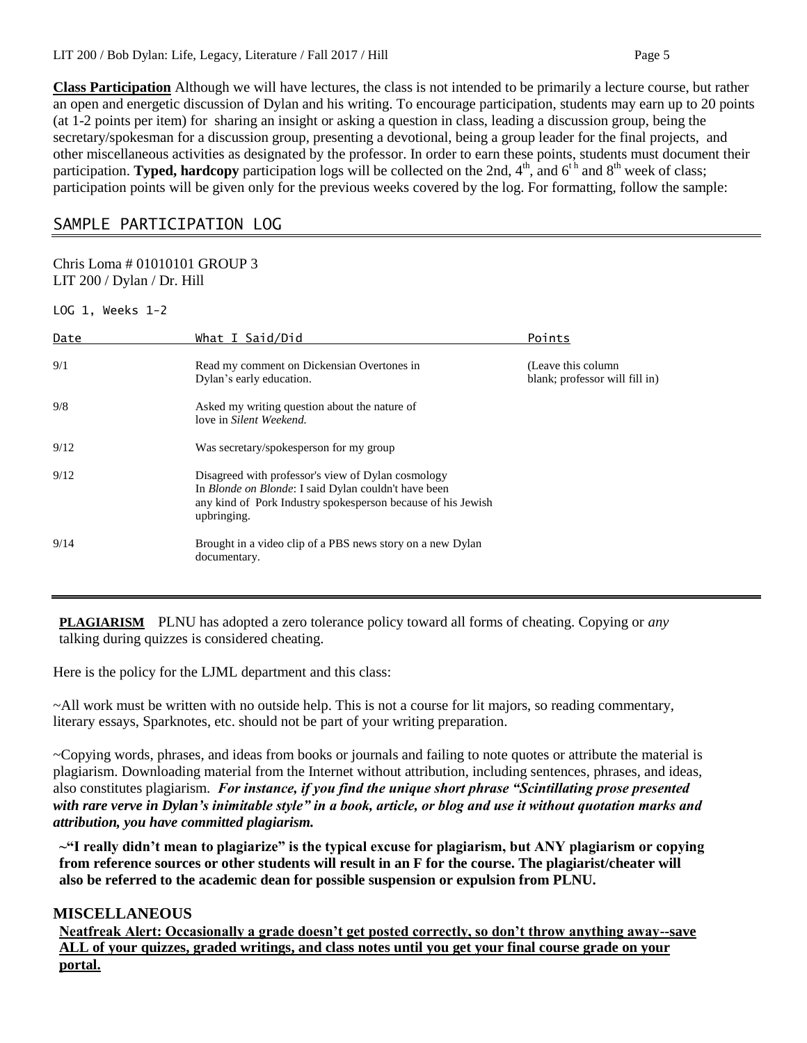**Class Participation** Although we will have lectures, the class is not intended to be primarily a lecture course, but rather an open and energetic discussion of Dylan and his writing. To encourage participation, students may earn up to 20 points (at 1-2 points per item) for sharing an insight or asking a question in class, leading a discussion group, being the secretary/spokesman for a discussion group, presenting a devotional, being a group leader for the final projects, and other miscellaneous activities as designated by the professor. In order to earn these points, students must document their participation. **Typed, hardcopy** participation logs will be collected on the 2nd, 4th, and 6th and 8th week of class; participation points will be given only for the previous weeks covered by the log. For formatting, follow the sample:

## SAMPLE PARTICIPATION LOG

Chris Loma # 01010101 GROUP 3
LIT 200 / Dylan / Dr. Hill

LOG 1, Weeks 1-2

| Date | What I Said/Did | Points |
|---|---|---|
| 9/1 | Read my comment on Dickensian Overtones in Dylan's early education. | (Leave this column blank; professor will fill in) |
| 9/8 | Asked my writing question about the nature of love in *Silent Weekend.* | |
| 9/12 | Was secretary/spokesperson for my group | |
| 9/12 | Disagreed with professor's view of Dylan cosmology In *Blonde on Blonde*: I said Dylan couldn't have been any kind of Pork Industry spokesperson because of his Jewish upbringing. | |
| 9/14 | Brought in a video clip of a PBS news story on a new Dylan documentary. | |

**PLAGIARISM** PLNU has adopted a zero tolerance policy toward all forms of cheating. Copying or *any* talking during quizzes is considered cheating.

Here is the policy for the LJML department and this class:

~All work must be written with no outside help. This is not a course for lit majors, so reading commentary, literary essays, Sparknotes, etc. should not be part of your writing preparation.

~Copying words, phrases, and ideas from books or journals and failing to note quotes or attribute the material is plagiarism. Downloading material from the Internet without attribution, including sentences, phrases, and ideas, also constitutes plagiarism. ***For instance, if you find the unique short phrase "Scintillating prose presented with rare verve in Dylan's inimitable style" in a book, article, or blog and use it without quotation marks and attribution, you have committed plagiarism.***

**~"I really didn't mean to plagiarize" is the typical excuse for plagiarism, but ANY plagiarism or copying from reference sources or other students will result in an F for the course. The plagiarist/cheater will also be referred to the academic dean for possible suspension or expulsion from PLNU.**

## MISCELLANEOUS

**Neatfreak Alert: Occasionally a grade doesn't get posted correctly, so don't throw anything away--save ALL of your quizzes, graded writings, and class notes until you get your final course grade on your portal.**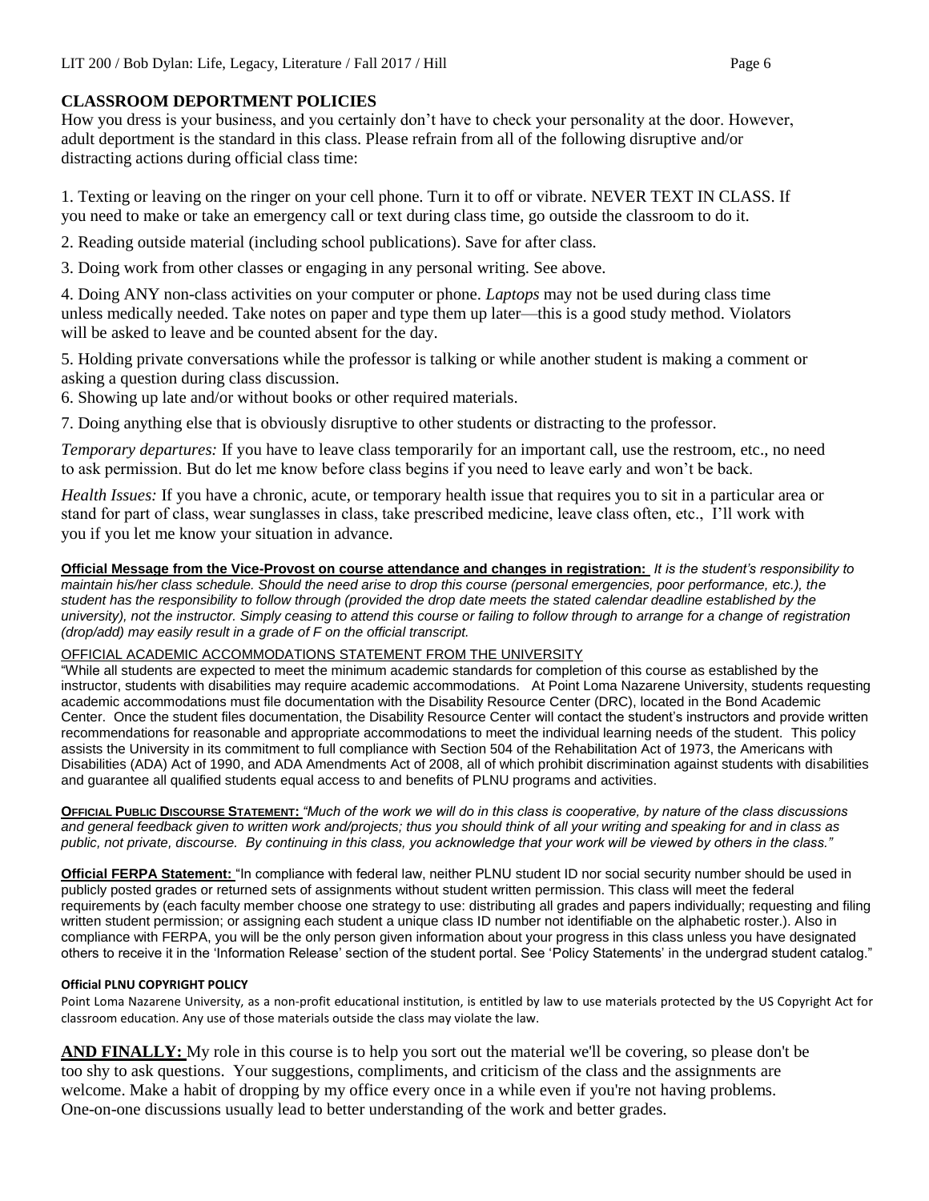## CLASSROOM DEPORTMENT POLICIES

How you dress is your business, and you certainly don't have to check your personality at the door. However, adult deportment is the standard in this class. Please refrain from all of the following disruptive and/or distracting actions during official class time:

1. Texting or leaving on the ringer on your cell phone. Turn it to off or vibrate. NEVER TEXT IN CLASS. If you need to make or take an emergency call or text during class time, go outside the classroom to do it.
2. Reading outside material (including school publications). Save for after class.
3. Doing work from other classes or engaging in any personal writing. See above.
4. Doing ANY non-class activities on your computer or phone. *Laptops* may not be used during class time unless medically needed. Take notes on paper and type them up later—this is a good study method. Violators will be asked to leave and be counted absent for the day.
5. Holding private conversations while the professor is talking or while another student is making a comment or asking a question during class discussion.
6. Showing up late and/or without books or other required materials.
7. Doing anything else that is obviously disruptive to other students or distracting to the professor.

*Temporary departures:* If you have to leave class temporarily for an important call, use the restroom, etc., no need to ask permission. But do let me know before class begins if you need to leave early and won't be back.

*Health Issues:* If you have a chronic, acute, or temporary health issue that requires you to sit in a particular area or stand for part of class, wear sunglasses in class, take prescribed medicine, leave class often, etc., I'll work with you if you let me know your situation in advance.

**Official Message from the Vice-Provost on course attendance and changes in registration:** *It is the student's responsibility to maintain his/her class schedule. Should the need arise to drop this course (personal emergencies, poor performance, etc.), the student has the responsibility to follow through (provided the drop date meets the stated calendar deadline established by the university), not the instructor. Simply ceasing to attend this course or failing to follow through to arrange for a change of registration (drop/add) may easily result in a grade of F on the official transcript.*

OFFICIAL ACADEMIC ACCOMMODATIONS STATEMENT FROM THE UNIVERSITY

"While all students are expected to meet the minimum academic standards for completion of this course as established by the instructor, students with disabilities may require academic accommodations. At Point Loma Nazarene University, students requesting academic accommodations must file documentation with the Disability Resource Center (DRC), located in the Bond Academic Center. Once the student files documentation, the Disability Resource Center will contact the student's instructors and provide written recommendations for reasonable and appropriate accommodations to meet the individual learning needs of the student. This policy assists the University in its commitment to full compliance with Section 504 of the Rehabilitation Act of 1973, the Americans with Disabilities (ADA) Act of 1990, and ADA Amendments Act of 2008, all of which prohibit discrimination against students with disabilities and guarantee all qualified students equal access to and benefits of PLNU programs and activities.

**OFFICIAL PUBLIC DISCOURSE STATEMENT:** *"Much of the work we will do in this class is cooperative, by nature of the class discussions and general feedback given to written work and/projects; thus you should think of all your writing and speaking for and in class as public, not private, discourse. By continuing in this class, you acknowledge that your work will be viewed by others in the class."*

**Official FERPA Statement:** "In compliance with federal law, neither PLNU student ID nor social security number should be used in publicly posted grades or returned sets of assignments without student written permission. This class will meet the federal requirements by (each faculty member choose one strategy to use: distributing all grades and papers individually; requesting and filing written student permission; or assigning each student a unique class ID number not identifiable on the alphabetic roster.). Also in compliance with FERPA, you will be the only person given information about your progress in this class unless you have designated others to receive it in the 'Information Release' section of the student portal. See 'Policy Statements' in the undergrad student catalog."

**Official PLNU COPYRIGHT POLICY**

Point Loma Nazarene University, as a non-profit educational institution, is entitled by law to use materials protected by the US Copyright Act for classroom education. Any use of those materials outside the class may violate the law.

**AND FINALLY:** My role in this course is to help you sort out the material we'll be covering, so please don't be too shy to ask questions. Your suggestions, compliments, and criticism of the class and the assignments are welcome. Make a habit of dropping by my office every once in a while even if you're not having problems. One-on-one discussions usually lead to better understanding of the work and better grades.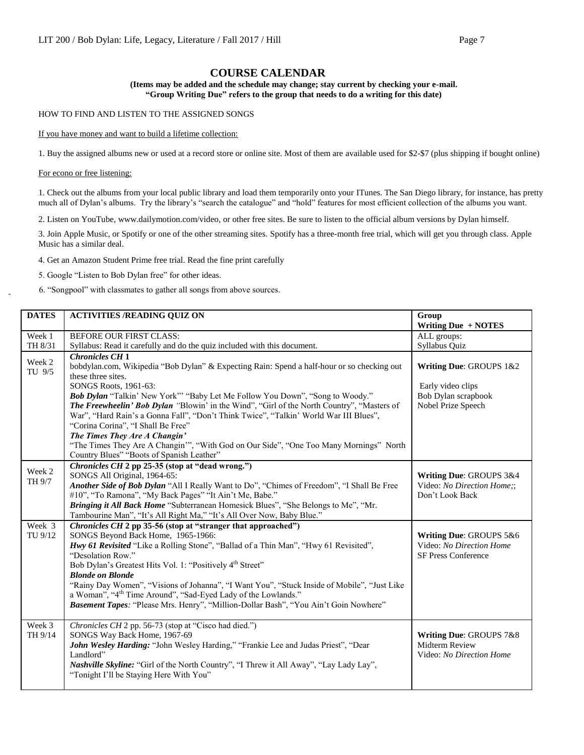# COURSE CALENDAR

**(Items may be added and the schedule may change; stay current by checking your e-mail. "Group Writing Due" refers to the group that needs to do a writing for this date)**

HOW TO FIND AND LISTEN TO THE ASSIGNED SONGS

If you have money and want to build a lifetime collection:

1. Buy the assigned albums new or used at a record store or online site. Most of them are available used for $2-$7 (plus shipping if bought online)

For econo or free listening:

1. Check out the albums from your local public library and load them temporarily onto your ITunes. The San Diego library, for instance, has pretty much all of Dylan's albums. Try the library's "search the catalogue" and "hold" features for most efficient collection of the albums you want.

2. Listen on YouTube, www.dailymotion.com/video, or other free sites. Be sure to listen to the official album versions by Dylan himself.

3. Join Apple Music, or Spotify or one of the other streaming sites. Spotify has a three-month free trial, which will get you through class. Apple Music has a similar deal.

4. Get an Amazon Student Prime free trial. Read the fine print carefully

5. Google "Listen to Bob Dylan free" for other ideas.

6. "Songpool" with classmates to gather all songs from above sources.

| DATES | ACTIVITIES /READING QUIZ ON | Group Writing Due + NOTES |
|---|---|---|
| Week 1 TH 8/31 | BEFORE OUR FIRST CLASS:<br>Syllabus: Read it carefully and do the quiz included with this document. | ALL groups:<br>Syllabus Quiz |
| Week 2 TU 9/5 | ***Chronicles CH* 1**<br>bobdylan.com, Wikipedia "Bob Dylan" & Expecting Rain: Spend a half-hour or so checking out these three sites.<br>SONGS Roots, 1961-63:<br>***Bob Dylan*** "Talkin' New York"' "Baby Let Me Follow You Down", "Song to Woody."<br>***The Freewheelin' Bob Dylan*** *"*Blowin' in the Wind", "Girl of the North Country", "Masters of War", "Hard Rain's a Gonna Fall", "Don't Think Twice", "Talkin' World War III Blues", "Corina Corina", "I Shall Be Free"<br>***The Times They Are A Changin'***<br>"The Times They Are A Changin'", "With God on Our Side", "One Too Many Mornings" North Country Blues" "Boots of Spanish Leather" | **Writing Due**: GROUPS 1&2<br><br>Early video clips<br>Bob Dylan scrapbook<br>Nobel Prize Speech |
| Week 2 TH 9/7 | ***Chronicles CH* 2 pp 25-35 (stop at "dead wrong.")**<br>SONGS All Original, 1964-65:<br>***Another Side of Bob Dylan*** "All I Really Want to Do", "Chimes of Freedom", "I Shall Be Free #10", "To Ramona", "My Back Pages" "It Ain't Me, Babe."<br>***Bringing it All Back Home*** "Subterranean Homesick Blues", "She Belongs to Me", "Mr. Tambourine Man", "It's All Right Ma," "It's All Over Now, Baby Blue." | **Writing Due**: GROUPS 3&4<br>Video: *No Direction Home;*;<br>Don't Look Back |
| Week 3 TU 9/12 | ***Chronicles CH* 2 pp 35-56 (stop at "stranger that approached")**<br>SONGS Beyond Back Home, 1965-1966:<br>***Hwy 61 Revisited*** "Like a Rolling Stone", "Ballad of a Thin Man", "Hwy 61 Revisited", "Desolation Row."<br>Bob Dylan's Greatest Hits Vol. 1: "Positively 4th Street"<br>***Blonde on Blonde***<br>"Rainy Day Women", "Visions of Johanna", "I Want You", "Stuck Inside of Mobile", "Just Like a Woman", "4th Time Around", "Sad-Eyed Lady of the Lowlands."<br>***Basement Tapes****:* "Please Mrs. Henry", "Million-Dollar Bash", "You Ain't Goin Nowhere" | **Writing Due**: GROUPS 5&6<br>Video: *No Direction Home*<br>SF Press Conference |
| Week 3 TH 9/14 | *Chronicles CH* 2 pp. 56-73 (stop at "Cisco had died.")<br>SONGS Way Back Home, 1967-69<br>***John Wesley Harding:*** "John Wesley Harding," "Frankie Lee and Judas Priest", "Dear Landlord"<br>***Nashville Skyline:*** "Girl of the North Country", "I Threw it All Away", "Lay Lady Lay", "Tonight I'll be Staying Here With You" | **Writing Due**: GROUPS 7&8<br>Midterm Review<br>Video: *No Direction Home* |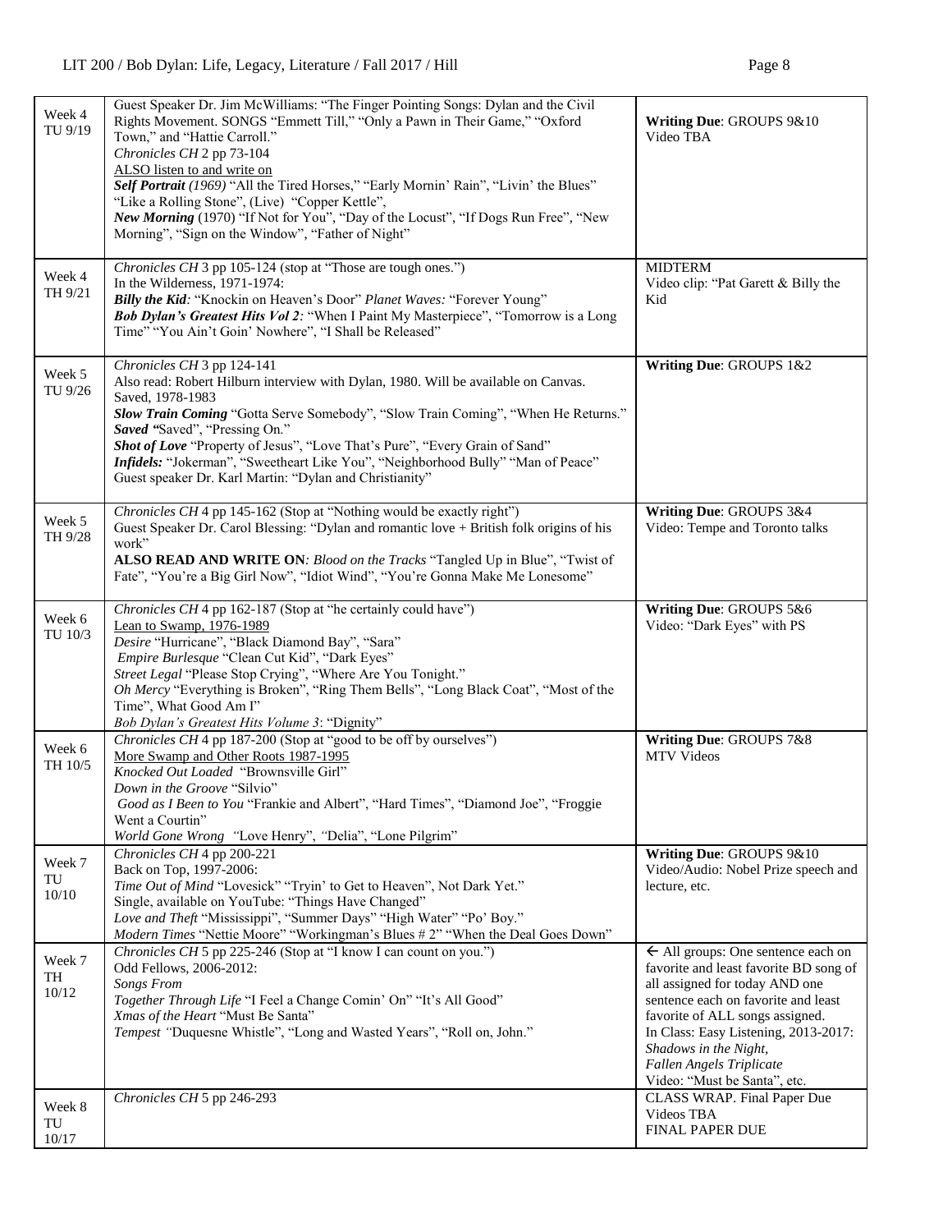| | | |
|---|---|---|
| Week 4<br>TU 9/19 | Guest Speaker Dr. Jim McWilliams: "The Finger Pointing Songs: Dylan and the Civil Rights Movement. SONGS "Emmett Till," "Only a Pawn in Their Game," "Oxford Town," and "Hattie Carroll."<br>*Chronicles CH* 2 pp 73-104<br>ALSO listen to and write on<br>***Self Portrait** (1969)* "All the Tired Horses," "Early Mornin' Rain", "Livin' the Blues" "Like a Rolling Stone", (Live) "Copper Kettle",<br>***New Morning*** (1970) "If Not for You", "Day of the Locust", "If Dogs Run Free", "New Morning", "Sign on the Window", "Father of Night" | **Writing Due**: GROUPS 9&10<br>Video TBA |
| Week 4<br>TH 9/21 | *Chronicles CH* 3 pp 105-124 (stop at "Those are tough ones.")<br>In the Wilderness, 1971-1974:<br>***Billy the Kid**:* "Knockin on Heaven's Door" *Planet Waves:* "Forever Young"<br>***Bob Dylan's Greatest Hits Vol 2:*** "When I Paint My Masterpiece", "Tomorrow is a Long Time" "You Ain't Goin' Nowhere", "I Shall be Released" | MIDTERM<br>Video clip: "Pat Garett & Billy the Kid |
| Week 5<br>TU 9/26 | *Chronicles CH* 3 pp 124-141<br>Also read: Robert Hilburn interview with Dylan, 1980. Will be available on Canvas.<br>Saved, 1978-1983<br>***Slow Train Coming*** "Gotta Serve Somebody", "Slow Train Coming", "When He Returns."<br>***Saved "***Saved", "Pressing On."<br>***Shot of Love*** "Property of Jesus", "Love That's Pure", "Every Grain of Sand"<br>***Infidels:*** "Jokerman", "Sweetheart Like You", "Neighborhood Bully" "Man of Peace"<br>Guest speaker Dr. Karl Martin: "Dylan and Christianity" | **Writing Due**: GROUPS 1&2 |
| Week 5<br>TH 9/28 | *Chronicles CH* 4 pp 145-162 (Stop at "Nothing would be exactly right")<br>Guest Speaker Dr. Carol Blessing: "Dylan and romantic love + British folk origins of his work"<br>**ALSO READ AND WRITE ON***: Blood on the Tracks* "Tangled Up in Blue", "Twist of Fate", "You're a Big Girl Now", "Idiot Wind", "You're Gonna Make Me Lonesome" | **Writing Due**: GROUPS 3&4<br>Video: Tempe and Toronto talks |
| Week 6<br>TU 10/3 | *Chronicles CH* 4 pp 162-187 (Stop at "he certainly could have")<br>Lean to Swamp, 1976-1989<br>*Desire* "Hurricane", "Black Diamond Bay", "Sara"<br>*Empire Burlesque* "Clean Cut Kid", "Dark Eyes"<br>*Street Legal* "Please Stop Crying", "Where Are You Tonight."<br>*Oh Mercy* "Everything is Broken", "Ring Them Bells", "Long Black Coat", "Most of the Time", What Good Am I"<br>*Bob Dylan's Greatest Hits Volume 3*: "Dignity" | **Writing Due**: GROUPS 5&6<br>Video: "Dark Eyes" with PS |
| Week 6<br>TH 10/5 | *Chronicles CH* 4 pp 187-200 (Stop at "good to be off by ourselves")<br>More Swamp and Other Roots 1987-1995<br>*Knocked Out Loaded* "Brownsville Girl"<br>*Down in the Groove* "Silvio"<br>*Good as I Been to You* "Frankie and Albert", "Hard Times", "Diamond Joe", "Froggie Went a Courtin"<br>*World Gone Wrong* "Love Henry", "Delia", "Lone Pilgrim" | **Writing Due**: GROUPS 7&8<br>MTV Videos |
| Week 7<br>TU<br>10/10 | *Chronicles CH* 4 pp 200-221<br>Back on Top, 1997-2006:<br>*Time Out of Mind* "Lovesick" "Tryin' to Get to Heaven", Not Dark Yet."<br>Single, available on YouTube: "Things Have Changed"<br>*Love and Theft* "Mississippi", "Summer Days" "High Water" "Po' Boy."<br>*Modern Times* "Nettie Moore" "Workingman's Blues # 2" "When the Deal Goes Down" | **Writing Due**: GROUPS 9&10<br>Video/Audio: Nobel Prize speech and lecture, etc. |
| Week 7<br>TH<br>10/12 | *Chronicles CH* 5 pp 225-246 (Stop at "I know I can count on you.")<br>Odd Fellows, 2006-2012:<br>*Songs From*<br>*Together Through Life* "I Feel a Change Comin' On" "It's All Good"<br>*Xmas of the Heart* "Must Be Santa"<br>*Tempest* "Duquesne Whistle", "Long and Wasted Years", "Roll on, John." | ← All groups: One sentence each on favorite and least favorite BD song of all assigned for today AND one sentence each on favorite and least favorite of ALL songs assigned.<br>In Class: Easy Listening, 2013-2017:<br>*Shadows in the Night,*<br>*Fallen Angels Triplicate*<br>Video: "Must be Santa", etc. |
| Week 8<br>TU<br>10/17 | *Chronicles CH* 5 pp 246-293 | CLASS WRAP. Final Paper Due<br>Videos TBA<br>FINAL PAPER DUE |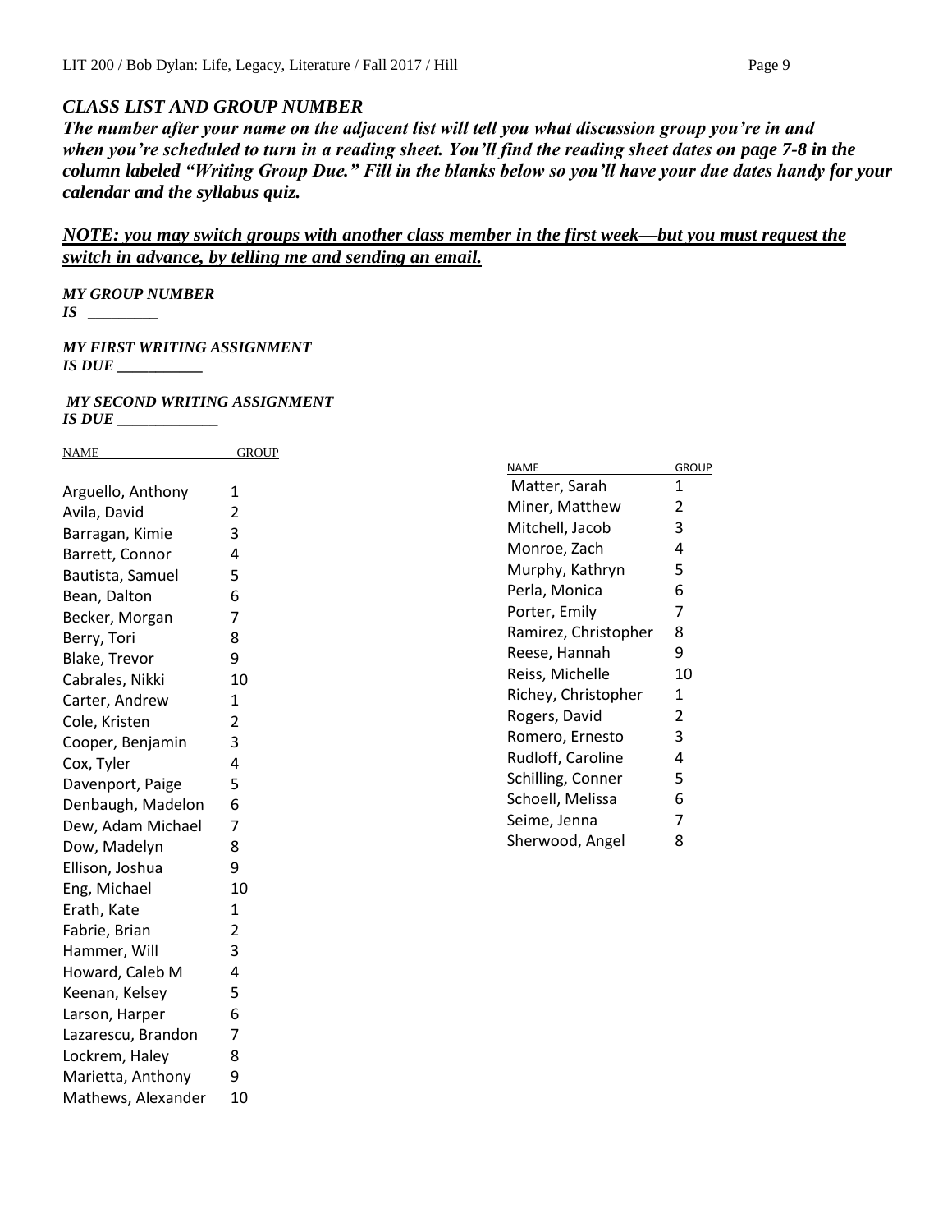### *CLASS LIST AND GROUP NUMBER*

***The number after your name on the adjacent list will tell you what discussion group you're in and when you're scheduled to turn in a reading sheet. You'll find the reading sheet dates on page 7-8 in the column labeled "Writing Group Due." Fill in the blanks below so you'll have your due dates handy for your calendar and the syllabus quiz.***

***<u>NOTE: you may switch groups with another class member in the first week—but you must request the switch in advance, by telling me and sending an email.</u>***

***MY GROUP NUMBER IS ________***

***MY FIRST WRITING ASSIGNMENT IS DUE __________***

***MY SECOND WRITING ASSIGNMENT IS DUE ____________***

| NAME | GROUP |
|---|---|
| Arguello, Anthony | 1 |
| Avila, David | 2 |
| Barragan, Kimie | 3 |
| Barrett, Connor | 4 |
| Bautista, Samuel | 5 |
| Bean, Dalton | 6 |
| Becker, Morgan | 7 |
| Berry, Tori | 8 |
| Blake, Trevor | 9 |
| Cabrales, Nikki | 10 |
| Carter, Andrew | 1 |
| Cole, Kristen | 2 |
| Cooper, Benjamin | 3 |
| Cox, Tyler | 4 |
| Davenport, Paige | 5 |
| Denbaugh, Madelon | 6 |
| Dew, Adam Michael | 7 |
| Dow, Madelyn | 8 |
| Ellison, Joshua | 9 |
| Eng, Michael | 10 |
| Erath, Kate | 1 |
| Fabrie, Brian | 2 |
| Hammer, Will | 3 |
| Howard, Caleb M | 4 |
| Keenan, Kelsey | 5 |
| Larson, Harper | 6 |
| Lazarescu, Brandon | 7 |
| Lockrem, Haley | 8 |
| Marietta, Anthony | 9 |
| Mathews, Alexander | 10 |
| Matter, Sarah | 1 |
| Miner, Matthew | 2 |
| Mitchell, Jacob | 3 |
| Monroe, Zach | 4 |
| Murphy, Kathryn | 5 |
| Perla, Monica | 6 |
| Porter, Emily | 7 |
| Ramirez, Christopher | 8 |
| Reese, Hannah | 9 |
| Reiss, Michelle | 10 |
| Richey, Christopher | 1 |
| Rogers, David | 2 |
| Romero, Ernesto | 3 |
| Rudloff, Caroline | 4 |
| Schilling, Conner | 5 |
| Schoell, Melissa | 6 |
| Seime, Jenna | 7 |
| Sherwood, Angel | 8 |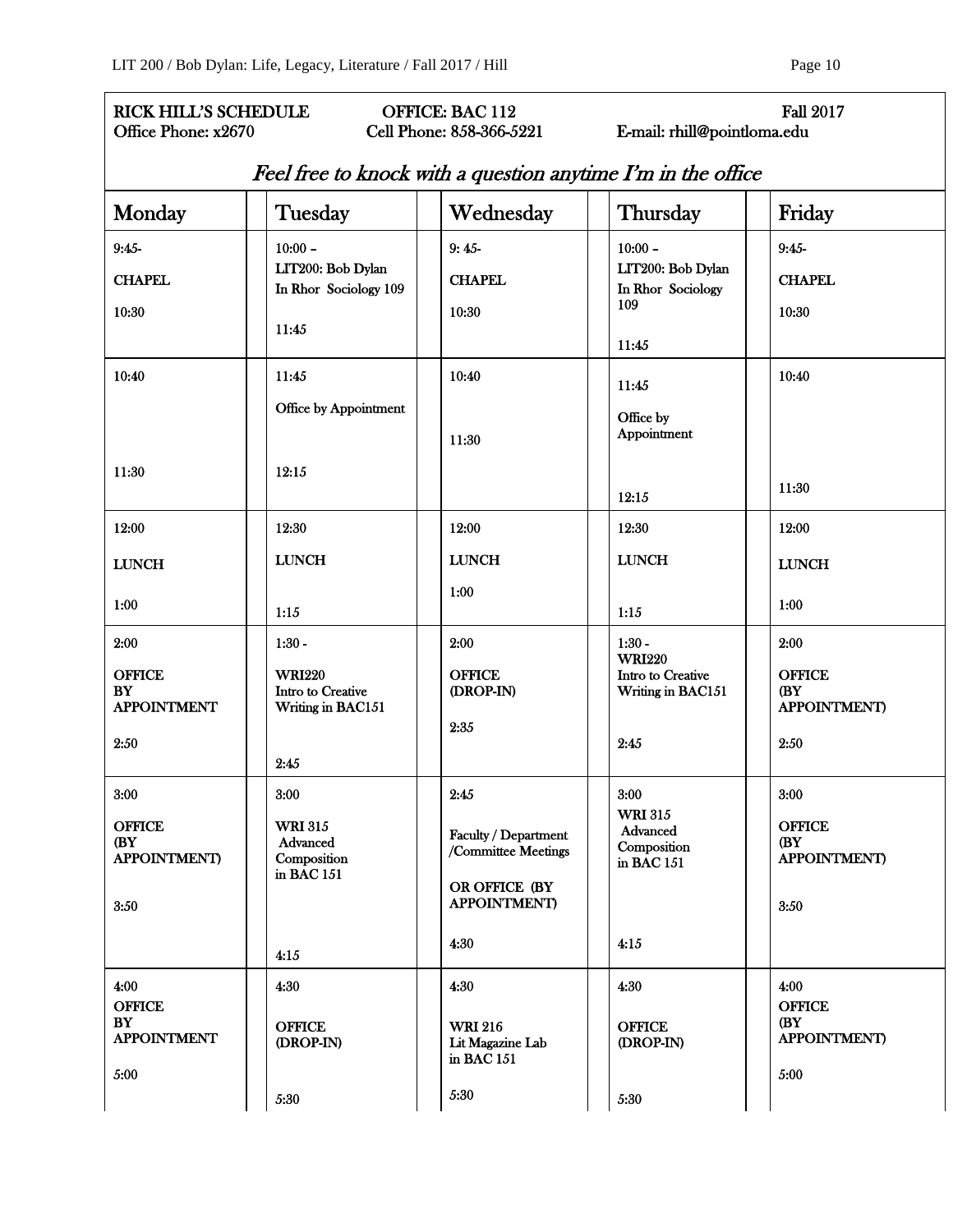**RICK HILL'S SCHEDULE** **OFFICE: BAC 112** **Fall 2017**
Office Phone: x2670 Cell Phone: 858-366-5221 E-mail: rhill@pointloma.edu

*Feel free to knock with a question anytime I'm in the office*

| Monday | Tuesday | Wednesday | Thursday | Friday |
|---|---|---|---|---|
| 9:45- CHAPEL 10:30 | 10:00 – LIT200: Bob Dylan In Rhor Sociology 109 11:45 | 9: 45- CHAPEL 10:30 | 10:00 – LIT200: Bob Dylan In Rhor Sociology 109 11:45 | 9:45- CHAPEL 10:30 |
| 10:40 11:30 | 11:45 Office by Appointment 12:15 | 10:40 11:30 | 11:45 Office by Appointment 12:15 | 10:40 11:30 |
| 12:00 LUNCH 1:00 | 12:30 LUNCH 1:15 | 12:00 LUNCH 1:00 | 12:30 LUNCH 1:15 | 12:00 LUNCH 1:00 |
| 2:00 OFFICE BY APPOINTMENT 2:50 | 1:30 - WRI220 Intro to Creative Writing in BAC151 2:45 | 2:00 OFFICE (DROP-IN) 2:35 | 1:30 - WRI220 Intro to Creative Writing in BAC151 2:45 | 2:00 OFFICE (BY APPOINTMENT) 2:50 |
| 3:00 OFFICE (BY APPOINTMENT) 3:50 | 3:00 WRI 315 Advanced Composition in BAC 151 4:15 | 2:45 Faculty / Department /Committee Meetings OR OFFICE (BY APPOINTMENT) 4:30 | 3:00 WRI 315 Advanced Composition in BAC 151 4:15 | 3:00 OFFICE (BY APPOINTMENT) 3:50 |
| 4:00 OFFICE BY APPOINTMENT 5:00 | 4:30 OFFICE (DROP-IN) 5:30 | 4:30 WRI 216 Lit Magazine Lab in BAC 151 5:30 | 4:30 OFFICE (DROP-IN) 5:30 | 4:00 OFFICE (BY APPOINTMENT) 5:00 |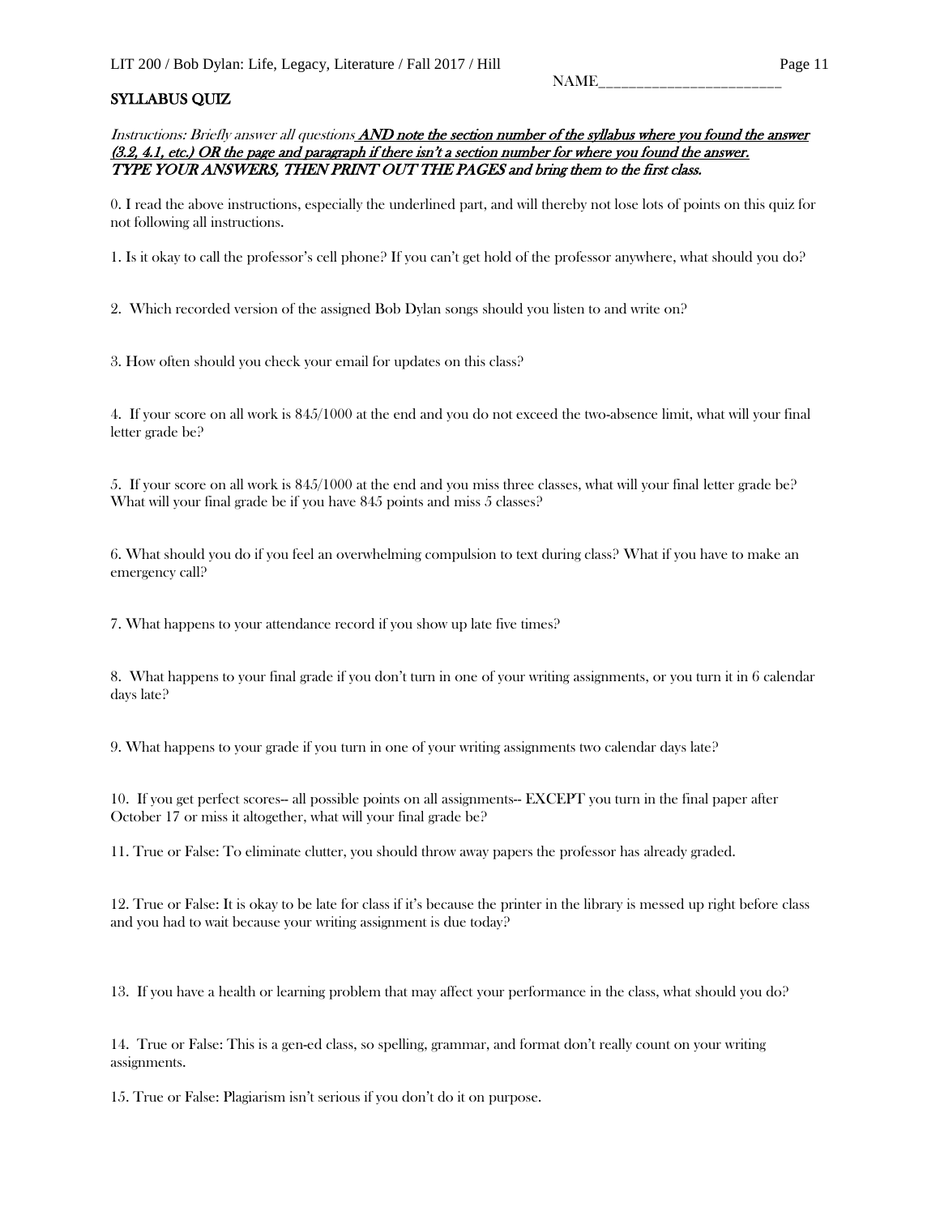NAME________________________

## SYLLABUS QUIZ

*Instructions: Briefly answer all questions* ***AND note the section number of the syllabus where you found the answer (3.2, 4.1, etc.) OR the page and paragraph if there isn't a section number for where you found the answer.*** ***TYPE YOUR ANSWERS, THEN PRINT OUT THE PAGES and bring them to the first class.***

0. I read the above instructions, especially the underlined part, and will thereby not lose lots of points on this quiz for not following all instructions.

1. Is it okay to call the professor's cell phone? If you can't get hold of the professor anywhere, what should you do?

2. Which recorded version of the assigned Bob Dylan songs should you listen to and write on?

3. How often should you check your email for updates on this class?

4. If your score on all work is 845/1000 at the end and you do not exceed the two-absence limit, what will your final letter grade be?

5. If your score on all work is 845/1000 at the end and you miss three classes, what will your final letter grade be? What will your final grade be if you have 845 points and miss 5 classes?

6. What should you do if you feel an overwhelming compulsion to text during class? What if you have to make an emergency call?

7. What happens to your attendance record if you show up late five times?

8. What happens to your final grade if you don't turn in one of your writing assignments, or you turn it in 6 calendar days late?

9. What happens to your grade if you turn in one of your writing assignments two calendar days late?

10. If you get perfect scores-- all possible points on all assignments-- **EXCEPT** you turn in the final paper after October 17 or miss it altogether, what will your final grade be?

11. True or False: To eliminate clutter, you should throw away papers the professor has already graded.

12. True or False: It is okay to be late for class if it's because the printer in the library is messed up right before class and you had to wait because your writing assignment is due today?

13. If you have a health or learning problem that may affect your performance in the class, what should you do?

14. True or False: This is a gen-ed class, so spelling, grammar, and format don't really count on your writing assignments.

15. True or False: Plagiarism isn't serious if you don't do it on purpose.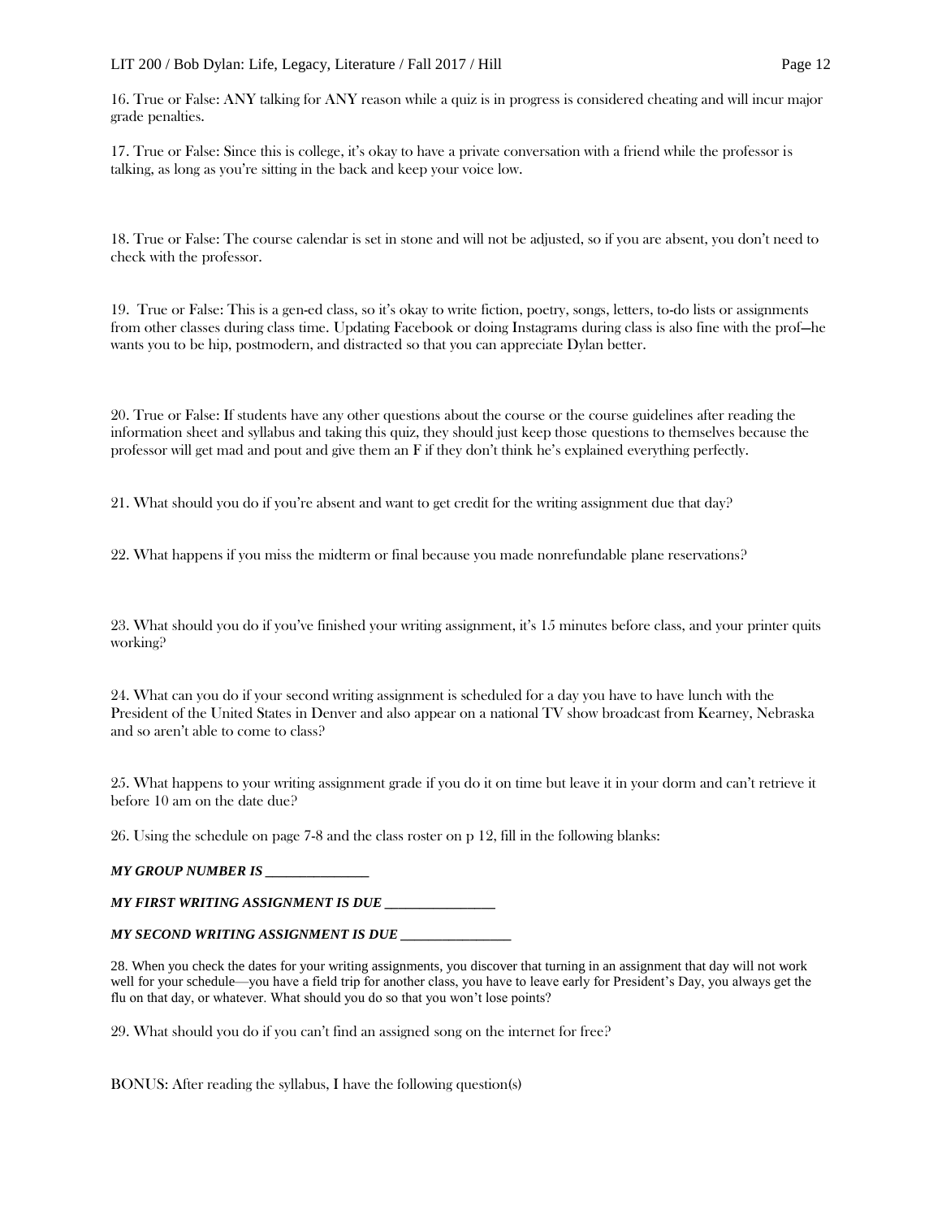16. True or False: ANY talking for ANY reason while a quiz is in progress is considered cheating and will incur major grade penalties.

17. True or False: Since this is college, it's okay to have a private conversation with a friend while the professor is talking, as long as you're sitting in the back and keep your voice low.

18. True or False: The course calendar is set in stone and will not be adjusted, so if you are absent, you don't need to check with the professor.

19. True or False: This is a gen-ed class, so it's okay to write fiction, poetry, songs, letters, to-do lists or assignments from other classes during class time. Updating Facebook or doing Instagrams during class is also fine with the prof—he wants you to be hip, postmodern, and distracted so that you can appreciate Dylan better.

20. True or False: If students have any other questions about the course or the course guidelines after reading the information sheet and syllabus and taking this quiz, they should just keep those questions to themselves because the professor will get mad and pout and give them an F if they don't think he's explained everything perfectly.

21. What should you do if you're absent and want to get credit for the writing assignment due that day?

22. What happens if you miss the midterm or final because you made nonrefundable plane reservations?

23. What should you do if you've finished your writing assignment, it's 15 minutes before class, and your printer quits working?

24. What can you do if your second writing assignment is scheduled for a day you have to have lunch with the President of the United States in Denver and also appear on a national TV show broadcast from Kearney, Nebraska and so aren't able to come to class?

25. What happens to your writing assignment grade if you do it on time but leave it in your dorm and can't retrieve it before 10 am on the date due?

26. Using the schedule on page 7-8 and the class roster on p 12, fill in the following blanks:

***MY GROUP NUMBER IS _______________***

***MY FIRST WRITING ASSIGNMENT IS DUE ________________***

***MY SECOND WRITING ASSIGNMENT IS DUE ________________***

28. When you check the dates for your writing assignments, you discover that turning in an assignment that day will not work well for your schedule—you have a field trip for another class, you have to leave early for President's Day, you always get the flu on that day, or whatever. What should you do so that you won't lose points?

29. What should you do if you can't find an assigned song on the internet for free?

BONUS: After reading the syllabus, I have the following question(s)